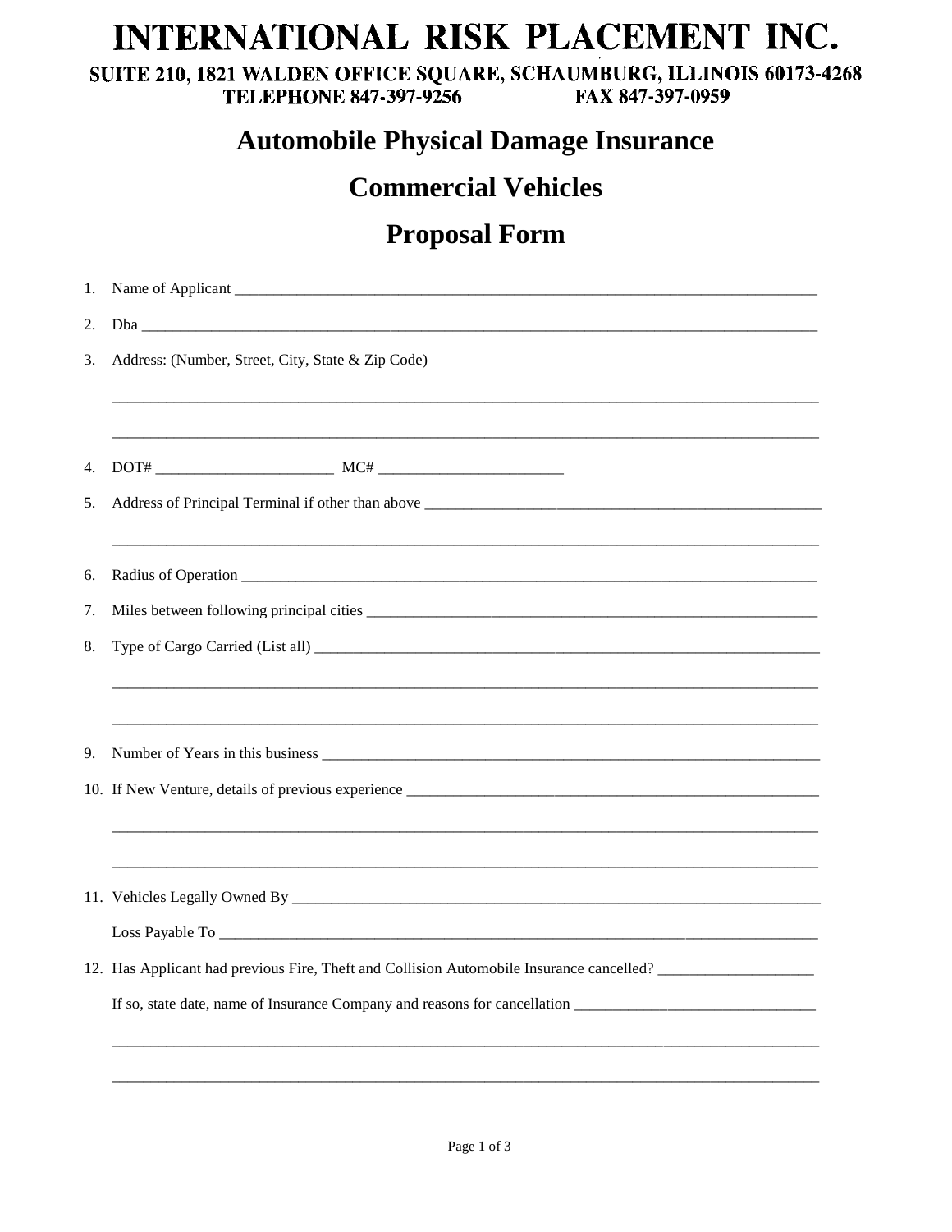# INTERNATIONAL RISK PLACEMENT INC.

SUITE 210, 1821 WALDEN OFFICE SQUARE, SCHAUMBURG, ILLINOIS 60173-4268
TELEPHONE 847-397-9256 FAX 847-397-0959

## Automobile Physical Damage Insurance

## Commercial Vehicles

## Proposal Form

1. Name of Applicant ______________________________________________________________________________

2. Dba ______________________________________________________________________________

3. Address: (Number, Street, City, State & Zip Code)

   ______________________________________________________________________________

   ______________________________________________________________________________

4. DOT# _______________________ MC# ________________________

5. Address of Principal Terminal if other than above ______________________________________________________

   ______________________________________________________________________________

6. Radius of Operation ______________________________________________________________________________

7. Miles between following principal cities ____________________________________________________________

8. Type of Cargo Carried (List all) __________________________________________________________________

   ______________________________________________________________________________

   ______________________________________________________________________________

9. Number of Years in this business _________________________________________________________________

10. If New Venture, details of previous experience ______________________________________________________

    ______________________________________________________________________________

    ______________________________________________________________________________

11. Vehicles Legally Owned By ______________________________________________________________________

    Loss Payable To ______________________________________________________________________________

12. Has Applicant had previous Fire, Theft and Collision Automobile Insurance cancelled? ___________________

    If so, state date, name of Insurance Company and reasons for cancellation ______________________________

    ______________________________________________________________________________

    ______________________________________________________________________________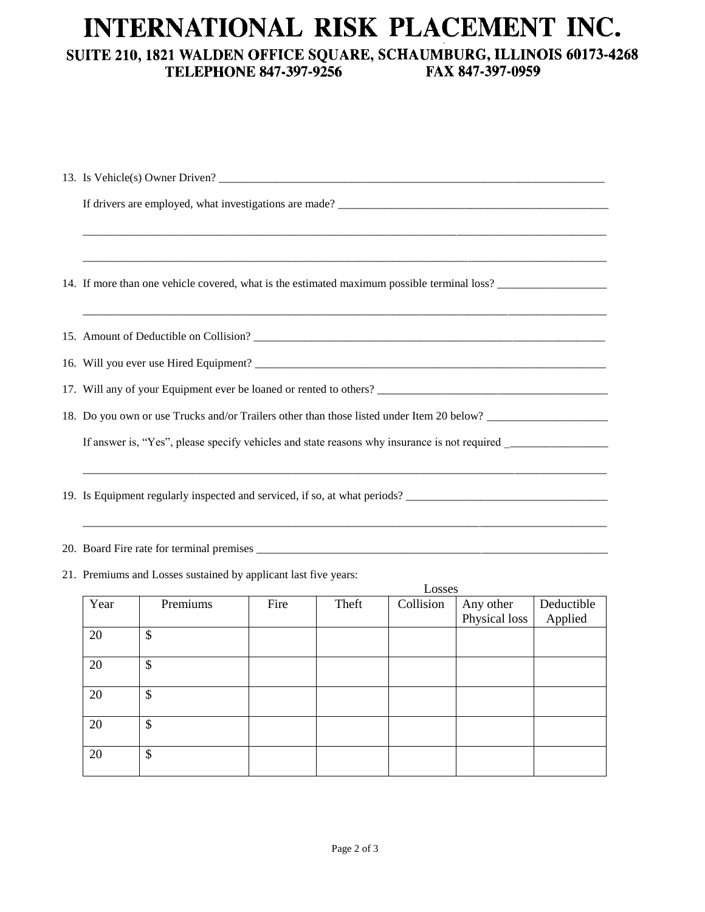# INTERNATIONAL RISK PLACEMENT INC.

**SUITE 210, 1821 WALDEN OFFICE SQUARE, SCHAUMBURG, ILLINOIS 60173-4268**
**TELEPHONE 847-397-9256 FAX 847-397-0959**

13. Is Vehicle(s) Owner Driven? ______________________________________________________________________

    If drivers are employed, what investigations are made? ___________________________________________________

    ________________________________________________________________________________________________

    ________________________________________________________________________________________________

14. If more than one vehicle covered, what is the estimated maximum possible terminal loss? ___________________

    ________________________________________________________________________________________________

15. Amount of Deductible on Collision? _________________________________________________________________

16. Will you ever use Hired Equipment? _________________________________________________________________

17. Will any of your Equipment ever be loaned or rented to others? ________________________________________

18. Do you own or use Trucks and/or Trailers other than those listed under Item 20 below? ____________________

    If answer is, "Yes", please specify vehicles and state reasons why insurance is not required _________________

    ________________________________________________________________________________________________

19. Is Equipment regularly inspected and serviced, if so, at what periods? ___________________________________

    ________________________________________________________________________________________________

20. Board Fire rate for terminal premises _______________________________________________________________

21. Premiums and Losses sustained by applicant last five years:

| | | Losses | | | | |
|---|---|---|---|---|---|---|
| Year | Premiums | Fire | Theft | Collision | Any other Physical loss | Deductible Applied |
| 20 | $ | | | | | |
| 20 | $ | | | | | |
| 20 | $ | | | | | |
| 20 | $ | | | | | |
| 20 | $ | | | | | |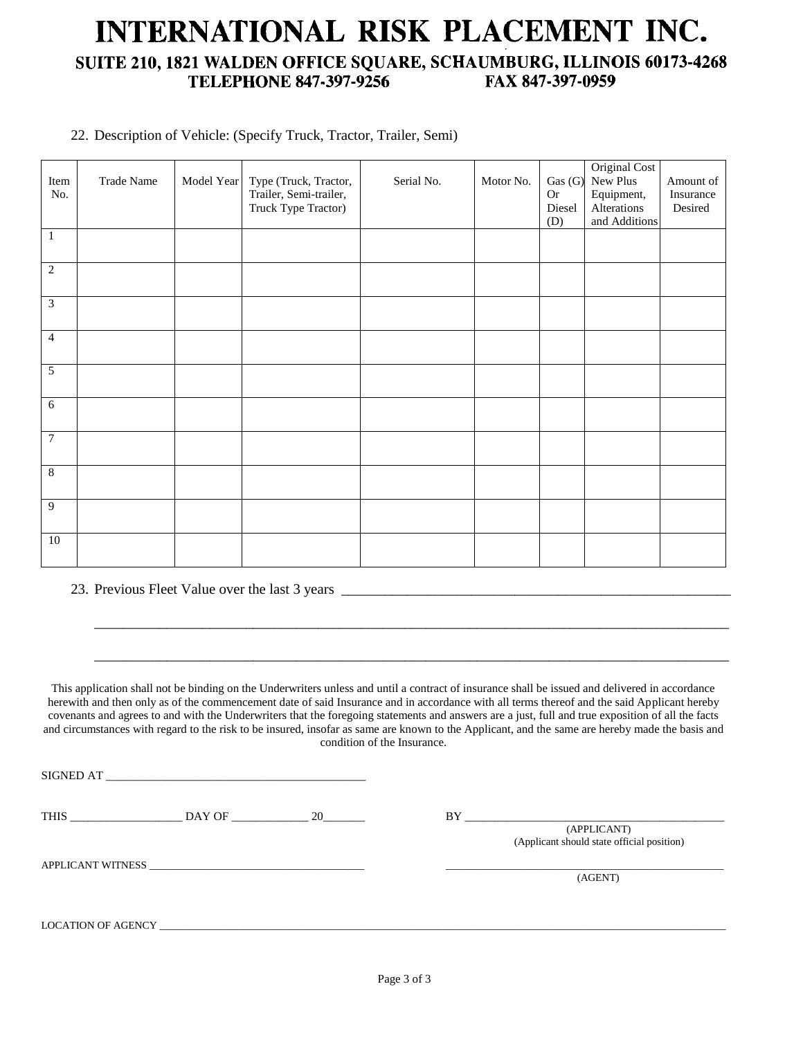# INTERNATIONAL RISK PLACEMENT INC.

## SUITE 210, 1821 WALDEN OFFICE SQUARE, SCHAUMBURG, ILLINOIS 60173-4268

### TELEPHONE 847-397-9256 FAX 847-397-0959

22. Description of Vehicle: (Specify Truck, Tractor, Trailer, Semi)

| Item No. | Trade Name | Model Year | Type (Truck, Tractor, Trailer, Semi-trailer, Truck Type Tractor) | Serial No. | Motor No. | Gas (G) Or Diesel (D) | Original Cost New Plus Equipment, Alterations and Additions | Amount of Insurance Desired |
|---|---|---|---|---|---|---|---|---|
| 1 | | | | | | | | |
| 2 | | | | | | | | |
| 3 | | | | | | | | |
| 4 | | | | | | | | |
| 5 | | | | | | | | |
| 6 | | | | | | | | |
| 7 | | | | | | | | |
| 8 | | | | | | | | |
| 9 | | | | | | | | |
| 10 | | | | | | | | |

23. Previous Fleet Value over the last 3 years ______________________________________________________

______________________________________________________________________________________

______________________________________________________________________________________

This application shall not be binding on the Underwriters unless and until a contract of insurance shall be issued and delivered in accordance herewith and then only as of the commencement date of said Insurance and in accordance with all terms thereof and the said Applicant hereby covenants and agrees to and with the Underwriters that the foregoing statements and answers are a just, full and true exposition of all the facts and circumstances with regard to the risk to be insured, insofar as same are known to the Applicant, and the same are hereby made the basis and condition of the Insurance.

SIGNED AT ____________________________________________

THIS ___________________ DAY OF _____________ 20_______

BY ____________________________________________
(APPLICANT)
(Applicant should state official position)

APPLICANT WITNESS ______________________________________

____________________________________________
(AGENT)

LOCATION OF AGENCY __________________________________________________________________________________